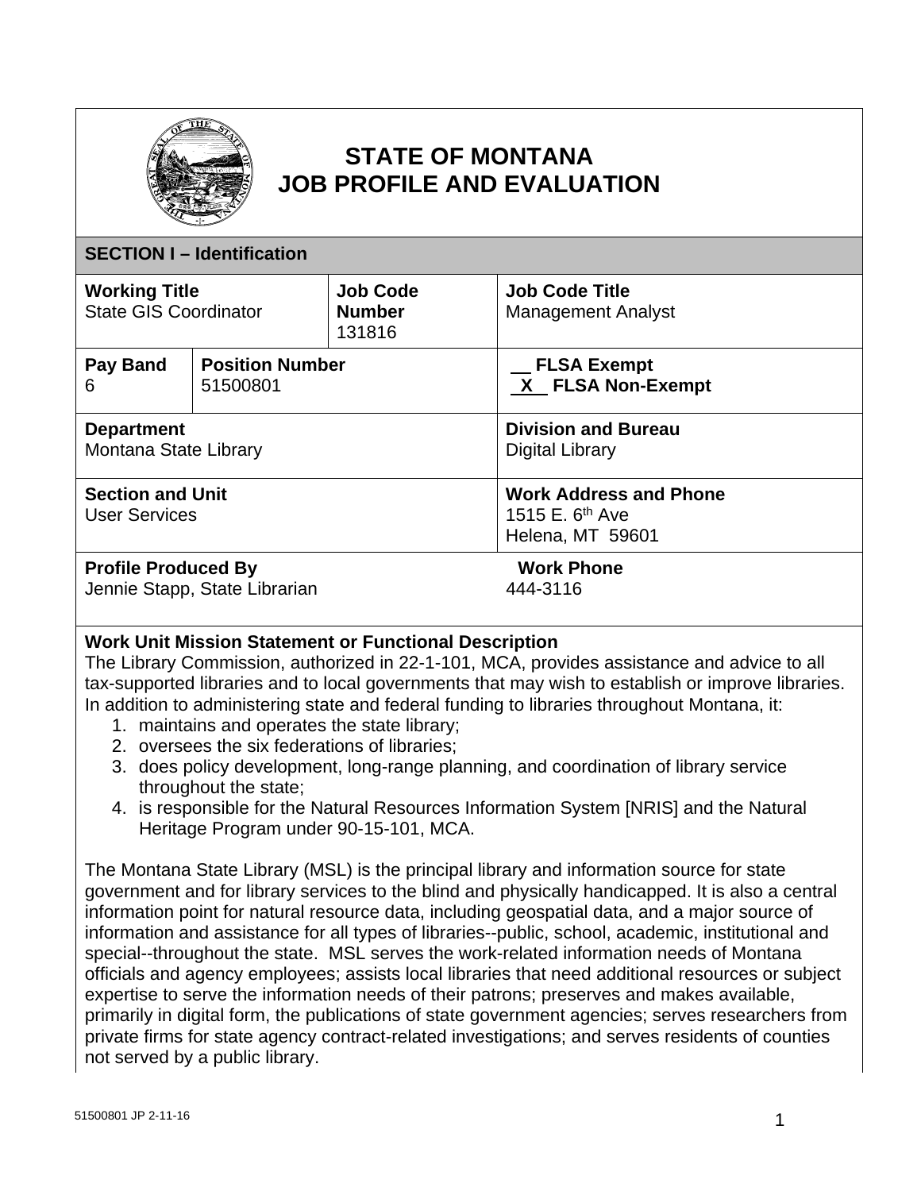# STATE OF MONTANA
# JOB PROFILE AND EVALUATION

## SECTION I – Identification

| **Working Title**<br>State GIS Coordinator | | **Job Code Number**<br>131816 | **Job Code Title**<br>Management Analyst |
|---|---|---|---|
| **Pay Band**<br>6 | **Position Number**<br>51500801 | | __ **FLSA Exempt**<br>_X_ **FLSA Non-Exempt** |
| **Department**<br>Montana State Library | | | **Division and Bureau**<br>Digital Library |
| **Section and Unit**<br>User Services | | | **Work Address and Phone**<br>1515 E. 6th Ave<br>Helena, MT 59601 |
| **Profile Produced By**<br>Jennie Stapp, State Librarian | | | **Work Phone**<br>444-3116 |

**Work Unit Mission Statement or Functional Description**

The Library Commission, authorized in 22-1-101, MCA, provides assistance and advice to all tax-supported libraries and to local governments that may wish to establish or improve libraries. In addition to administering state and federal funding to libraries throughout Montana, it:

1. maintains and operates the state library;
2. oversees the six federations of libraries;
3. does policy development, long-range planning, and coordination of library service throughout the state;
4. is responsible for the Natural Resources Information System [NRIS] and the Natural Heritage Program under 90-15-101, MCA.

The Montana State Library (MSL) is the principal library and information source for state government and for library services to the blind and physically handicapped. It is also a central information point for natural resource data, including geospatial data, and a major source of information and assistance for all types of libraries--public, school, academic, institutional and special--throughout the state. MSL serves the work-related information needs of Montana officials and agency employees; assists local libraries that need additional resources or subject expertise to serve the information needs of their patrons; preserves and makes available, primarily in digital form, the publications of state government agencies; serves researchers from private firms for state agency contract-related investigations; and serves residents of counties not served by a public library.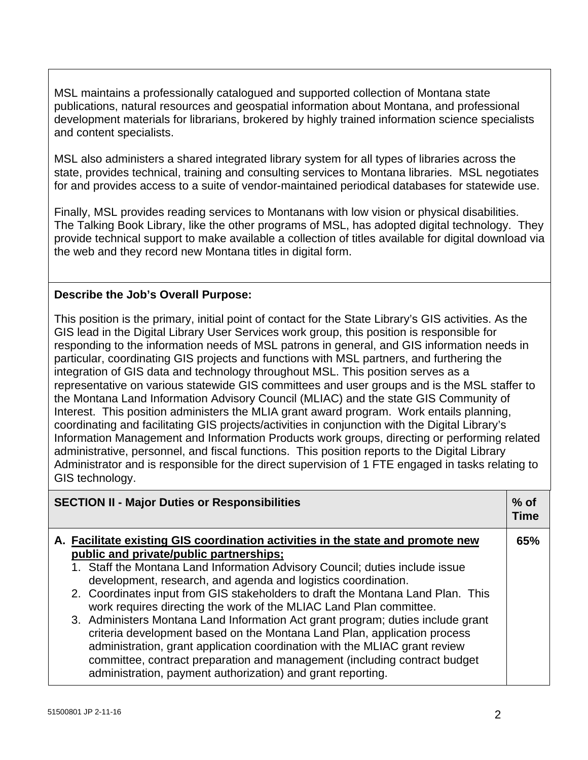MSL maintains a professionally catalogued and supported collection of Montana state publications, natural resources and geospatial information about Montana, and professional development materials for librarians, brokered by highly trained information science specialists and content specialists.

MSL also administers a shared integrated library system for all types of libraries across the state, provides technical, training and consulting services to Montana libraries. MSL negotiates for and provides access to a suite of vendor-maintained periodical databases for statewide use.

Finally, MSL provides reading services to Montanans with low vision or physical disabilities. The Talking Book Library, like the other programs of MSL, has adopted digital technology. They provide technical support to make available a collection of titles available for digital download via the web and they record new Montana titles in digital form.

**Describe the Job's Overall Purpose:**

This position is the primary, initial point of contact for the State Library's GIS activities. As the GIS lead in the Digital Library User Services work group, this position is responsible for responding to the information needs of MSL patrons in general, and GIS information needs in particular, coordinating GIS projects and functions with MSL partners, and furthering the integration of GIS data and technology throughout MSL. This position serves as a representative on various statewide GIS committees and user groups and is the MSL staffer to the Montana Land Information Advisory Council (MLIAC) and the state GIS Community of Interest. This position administers the MLIA grant award program. Work entails planning, coordinating and facilitating GIS projects/activities in conjunction with the Digital Library's Information Management and Information Products work groups, directing or performing related administrative, personnel, and fiscal functions. This position reports to the Digital Library Administrator and is responsible for the direct supervision of 1 FTE engaged in tasks relating to GIS technology.

| SECTION II - Major Duties or Responsibilities | % of Time |
|---|---|
| **A. Facilitate existing GIS coordination activities in the state and promote new public and private/public partnerships;**<br>1. Staff the Montana Land Information Advisory Council; duties include issue development, research, and agenda and logistics coordination.<br>2. Coordinates input from GIS stakeholders to draft the Montana Land Plan. This work requires directing the work of the MLIAC Land Plan committee.<br>3. Administers Montana Land Information Act grant program; duties include grant criteria development based on the Montana Land Plan, application process administration, grant application coordination with the MLIAC grant review committee, contract preparation and management (including contract budget administration, payment authorization) and grant reporting. | **65%** |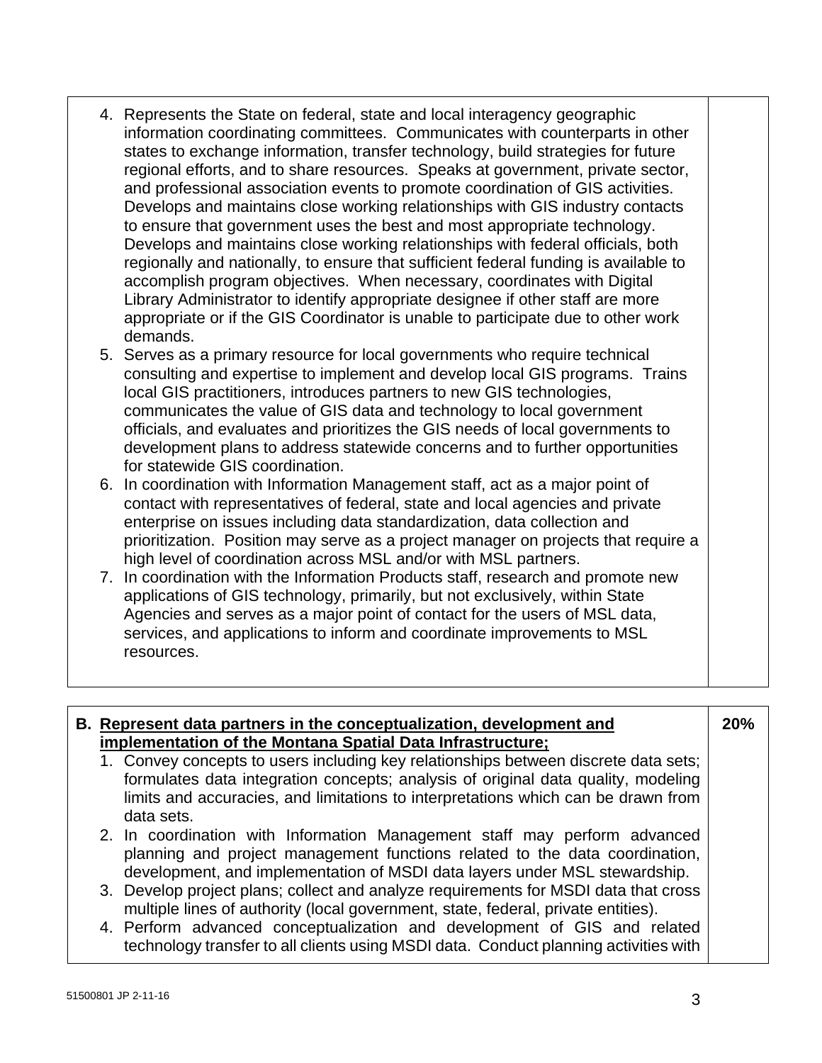4. Represents the State on federal, state and local interagency geographic information coordinating committees. Communicates with counterparts in other states to exchange information, transfer technology, build strategies for future regional efforts, and to share resources. Speaks at government, private sector, and professional association events to promote coordination of GIS activities. Develops and maintains close working relationships with GIS industry contacts to ensure that government uses the best and most appropriate technology. Develops and maintains close working relationships with federal officials, both regionally and nationally, to ensure that sufficient federal funding is available to accomplish program objectives. When necessary, coordinates with Digital Library Administrator to identify appropriate designee if other staff are more appropriate or if the GIS Coordinator is unable to participate due to other work demands.
5. Serves as a primary resource for local governments who require technical consulting and expertise to implement and develop local GIS programs. Trains local GIS practitioners, introduces partners to new GIS technologies, communicates the value of GIS data and technology to local government officials, and evaluates and prioritizes the GIS needs of local governments to development plans to address statewide concerns and to further opportunities for statewide GIS coordination.
6. In coordination with Information Management staff, act as a major point of contact with representatives of federal, state and local agencies and private enterprise on issues including data standardization, data collection and prioritization. Position may serve as a project manager on projects that require a high level of coordination across MSL and/or with MSL partners.
7. In coordination with the Information Products staff, research and promote new applications of GIS technology, primarily, but not exclusively, within State Agencies and serves as a major point of contact for the users of MSL data, services, and applications to inform and coordinate improvements to MSL resources.

**B. <u>Represent data partners in the conceptualization, development and implementation of the Montana Spatial Data Infrastructure;</u>** **20%**

1. Convey concepts to users including key relationships between discrete data sets; formulates data integration concepts; analysis of original data quality, modeling limits and accuracies, and limitations to interpretations which can be drawn from data sets.
2. In coordination with Information Management staff may perform advanced planning and project management functions related to the data coordination, development, and implementation of MSDI data layers under MSL stewardship.
3. Develop project plans; collect and analyze requirements for MSDI data that cross multiple lines of authority (local government, state, federal, private entities).
4. Perform advanced conceptualization and development of GIS and related technology transfer to all clients using MSDI data. Conduct planning activities with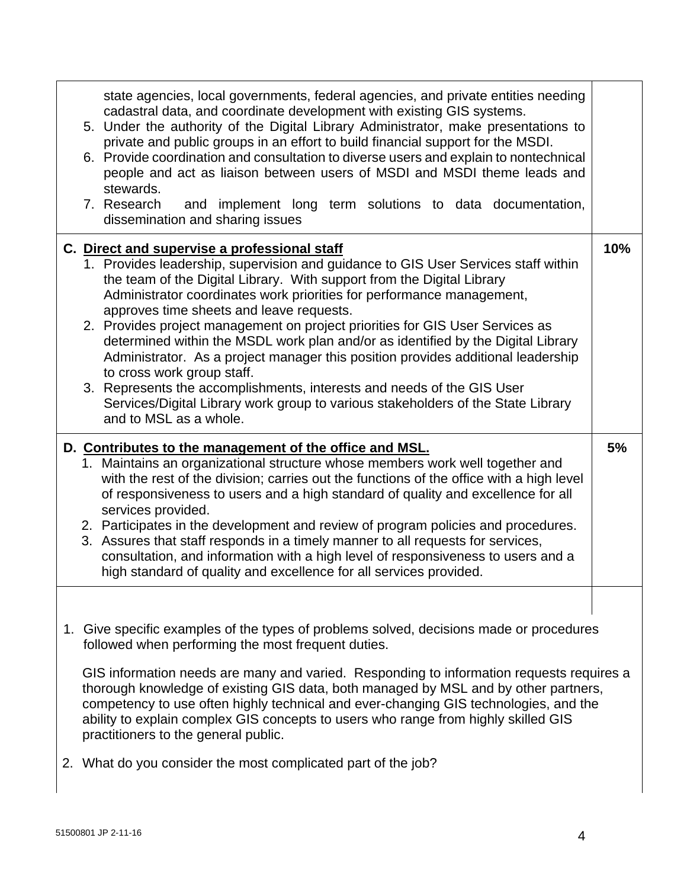| | |
|---|---|
| state agencies, local governments, federal agencies, and private entities needing cadastral data, and coordinate development with existing GIS systems.<br>5. Under the authority of the Digital Library Administrator, make presentations to private and public groups in an effort to build financial support for the MSDI.<br>6. Provide coordination and consultation to diverse users and explain to nontechnical people and act as liaison between users of MSDI and MSDI theme leads and stewards.<br>7. Research and implement long term solutions to data documentation, dissemination and sharing issues | |
| **C. <u>Direct and supervise a professional staff</u>**<br>1. Provides leadership, supervision and guidance to GIS User Services staff within the team of the Digital Library. With support from the Digital Library Administrator coordinates work priorities for performance management, approves time sheets and leave requests.<br>2. Provides project management on project priorities for GIS User Services as determined within the MSDL work plan and/or as identified by the Digital Library Administrator. As a project manager this position provides additional leadership to cross work group staff.<br>3. Represents the accomplishments, interests and needs of the GIS User Services/Digital Library work group to various stakeholders of the State Library and to MSL as a whole. | **10%** |
| **D. <u>Contributes to the management of the office and MSL.</u>**<br>1. Maintains an organizational structure whose members work well together and with the rest of the division; carries out the functions of the office with a high level of responsiveness to users and a high standard of quality and excellence for all services provided.<br>2. Participates in the development and review of program policies and procedures.<br>3. Assures that staff responds in a timely manner to all requests for services, consultation, and information with a high level of responsiveness to users and a high standard of quality and excellence for all services provided. | **5%** |
| | |

1. Give specific examples of the types of problems solved, decisions made or procedures followed when performing the most frequent duties.

   GIS information needs are many and varied. Responding to information requests requires a thorough knowledge of existing GIS data, both managed by MSL and by other partners, competency to use often highly technical and ever-changing GIS technologies, and the ability to explain complex GIS concepts to users who range from highly skilled GIS practitioners to the general public.

2. What do you consider the most complicated part of the job?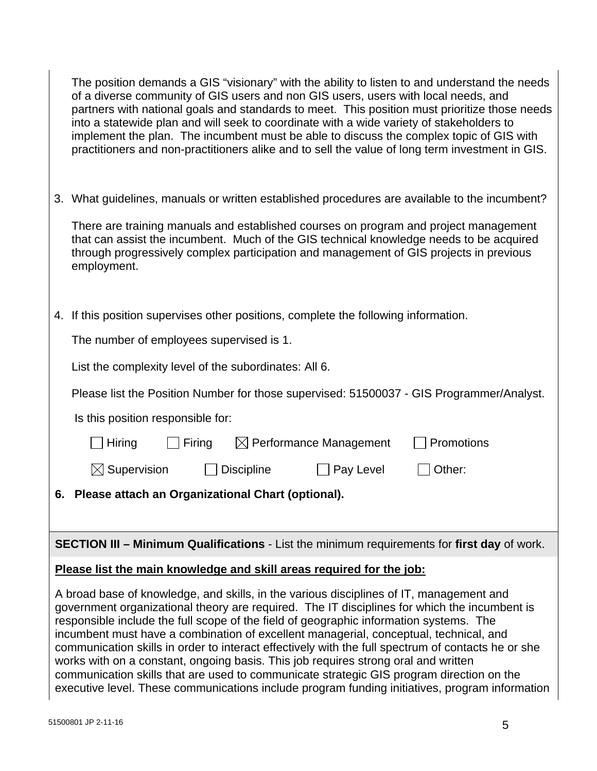The position demands a GIS “visionary” with the ability to listen to and understand the needs of a diverse community of GIS users and non GIS users, users with local needs, and partners with national goals and standards to meet. This position must prioritize those needs into a statewide plan and will seek to coordinate with a wide variety of stakeholders to implement the plan. The incumbent must be able to discuss the complex topic of GIS with practitioners and non-practitioners alike and to sell the value of long term investment in GIS.

3. What guidelines, manuals or written established procedures are available to the incumbent?

   There are training manuals and established courses on program and project management that can assist the incumbent. Much of the GIS technical knowledge needs to be acquired through progressively complex participation and management of GIS projects in previous employment.

4. If this position supervises other positions, complete the following information.

   The number of employees supervised is 1.

   List the complexity level of the subordinates: All 6.

   Please list the Position Number for those supervised: 51500037 - GIS Programmer/Analyst.

   Is this position responsible for:

   ☐ Hiring ☐ Firing ☒ Performance Management ☐ Promotions

   ☒ Supervision ☐ Discipline ☐ Pay Level ☐ Other:

**6. Please attach an Organizational Chart (optional).**

**SECTION III – Minimum Qualifications** - List the minimum requirements for **first day** of work.

**Please list the main knowledge and skill areas required for the job:**

A broad base of knowledge, and skills, in the various disciplines of IT, management and government organizational theory are required. The IT disciplines for which the incumbent is responsible include the full scope of the field of geographic information systems. The incumbent must have a combination of excellent managerial, conceptual, technical, and communication skills in order to interact effectively with the full spectrum of contacts he or she works with on a constant, ongoing basis. This job requires strong oral and written communication skills that are used to communicate strategic GIS program direction on the executive level. These communications include program funding initiatives, program information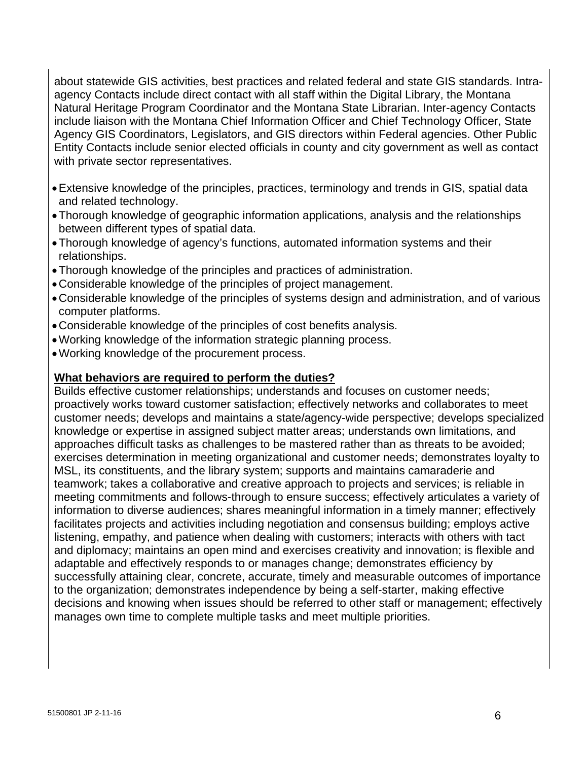about statewide GIS activities, best practices and related federal and state GIS standards. Intra-agency Contacts include direct contact with all staff within the Digital Library, the Montana Natural Heritage Program Coordinator and the Montana State Librarian. Inter-agency Contacts include liaison with the Montana Chief Information Officer and Chief Technology Officer, State Agency GIS Coordinators, Legislators, and GIS directors within Federal agencies. Other Public Entity Contacts include senior elected officials in county and city government as well as contact with private sector representatives.

- Extensive knowledge of the principles, practices, terminology and trends in GIS, spatial data and related technology.
- Thorough knowledge of geographic information applications, analysis and the relationships between different types of spatial data.
- Thorough knowledge of agency's functions, automated information systems and their relationships.
- Thorough knowledge of the principles and practices of administration.
- Considerable knowledge of the principles of project management.
- Considerable knowledge of the principles of systems design and administration, and of various computer platforms.
- Considerable knowledge of the principles of cost benefits analysis.
- Working knowledge of the information strategic planning process.
- Working knowledge of the procurement process.

**What behaviors are required to perform the duties?**

Builds effective customer relationships; understands and focuses on customer needs; proactively works toward customer satisfaction; effectively networks and collaborates to meet customer needs; develops and maintains a state/agency-wide perspective; develops specialized knowledge or expertise in assigned subject matter areas; understands own limitations, and approaches difficult tasks as challenges to be mastered rather than as threats to be avoided; exercises determination in meeting organizational and customer needs; demonstrates loyalty to MSL, its constituents, and the library system; supports and maintains camaraderie and teamwork; takes a collaborative and creative approach to projects and services; is reliable in meeting commitments and follows-through to ensure success; effectively articulates a variety of information to diverse audiences; shares meaningful information in a timely manner; effectively facilitates projects and activities including negotiation and consensus building; employs active listening, empathy, and patience when dealing with customers; interacts with others with tact and diplomacy; maintains an open mind and exercises creativity and innovation; is flexible and adaptable and effectively responds to or manages change; demonstrates efficiency by successfully attaining clear, concrete, accurate, timely and measurable outcomes of importance to the organization; demonstrates independence by being a self-starter, making effective decisions and knowing when issues should be referred to other staff or management; effectively manages own time to complete multiple tasks and meet multiple priorities.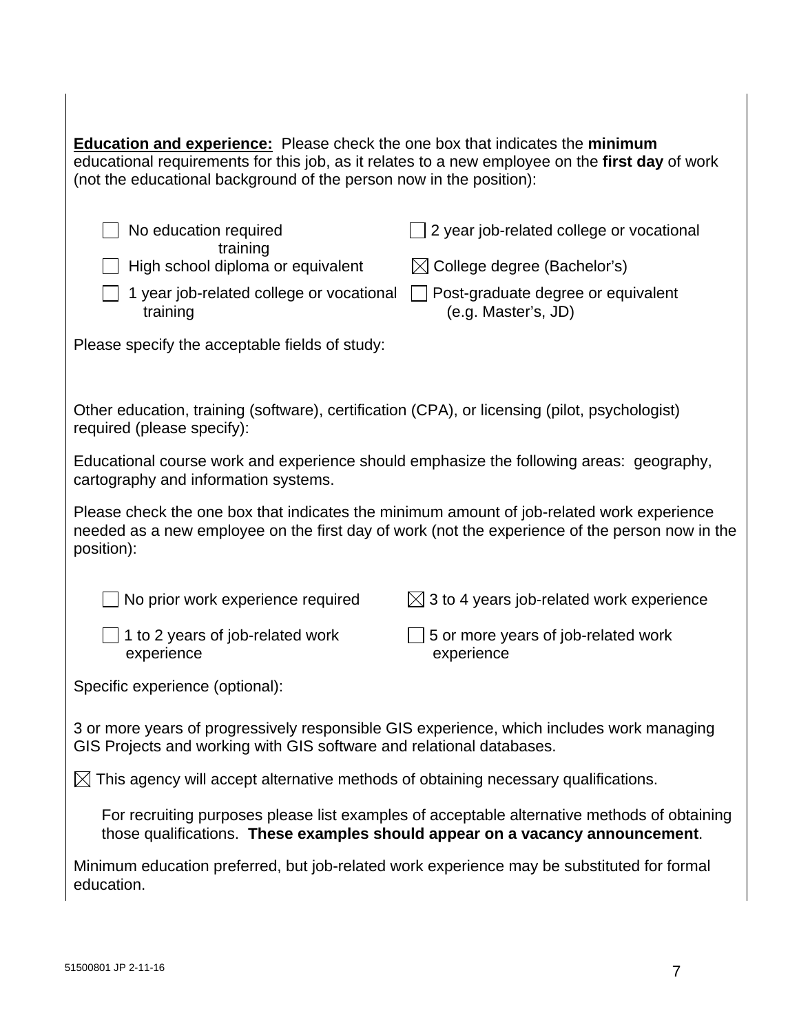**Education and experience:** Please check the one box that indicates the **minimum** educational requirements for this job, as it relates to a new employee on the **first day** of work (not the educational background of the person now in the position):

- ☐ No education required
- ☐ High school diploma or equivalent
- ☐ 1 year job-related college or vocational training
- ☐ 2 year job-related college or vocational training
- ☒ College degree (Bachelor's)
- ☐ Post-graduate degree or equivalent (e.g. Master's, JD)

Please specify the acceptable fields of study:

Other education, training (software), certification (CPA), or licensing (pilot, psychologist) required (please specify):

Educational course work and experience should emphasize the following areas: geography, cartography and information systems.

Please check the one box that indicates the minimum amount of job-related work experience needed as a new employee on the first day of work (not the experience of the person now in the position):

- ☐ No prior work experience required
- ☐ 1 to 2 years of job-related work experience
- ☒ 3 to 4 years job-related work experience
- ☐ 5 or more years of job-related work experience

Specific experience (optional):

3 or more years of progressively responsible GIS experience, which includes work managing GIS Projects and working with GIS software and relational databases.

☒ This agency will accept alternative methods of obtaining necessary qualifications.

For recruiting purposes please list examples of acceptable alternative methods of obtaining those qualifications. **These examples should appear on a vacancy announcement**.

Minimum education preferred, but job-related work experience may be substituted for formal education.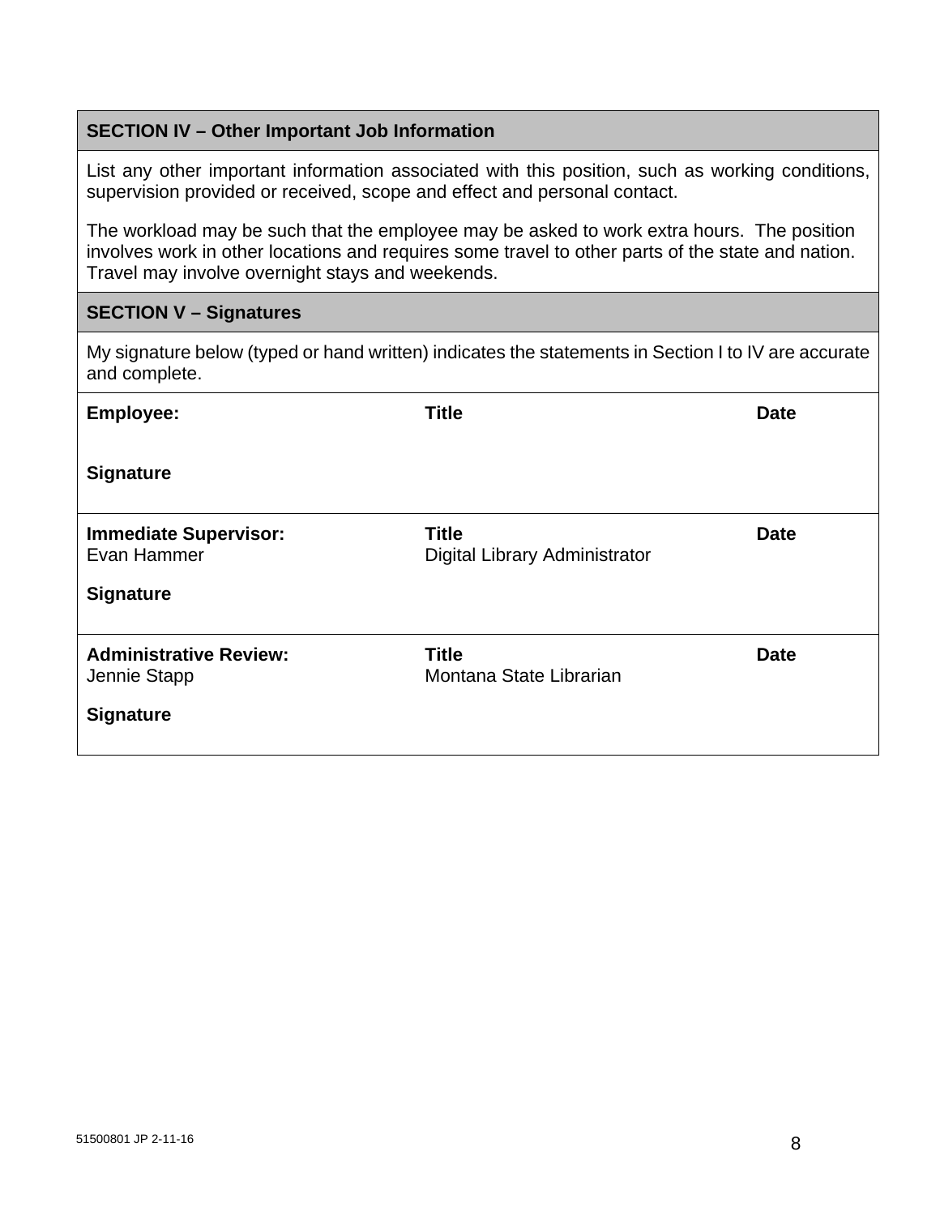## SECTION IV – Other Important Job Information

List any other important information associated with this position, such as working conditions, supervision provided or received, scope and effect and personal contact.

The workload may be such that the employee may be asked to work extra hours. The position involves work in other locations and requires some travel to other parts of the state and nation. Travel may involve overnight stays and weekends.

## SECTION V – Signatures

My signature below (typed or hand written) indicates the statements in Section I to IV are accurate and complete.

| | | |
|---|---|---|
| **Employee:** | **Title** | **Date** |
| **Signature** | | |
| **Immediate Supervisor:**<br>Evan Hammer | **Title**<br>Digital Library Administrator | **Date** |
| **Signature** | | |
| **Administrative Review:**<br>Jennie Stapp | **Title**<br>Montana State Librarian | **Date** |
| **Signature** | | |

51500801 JP 2-11-16